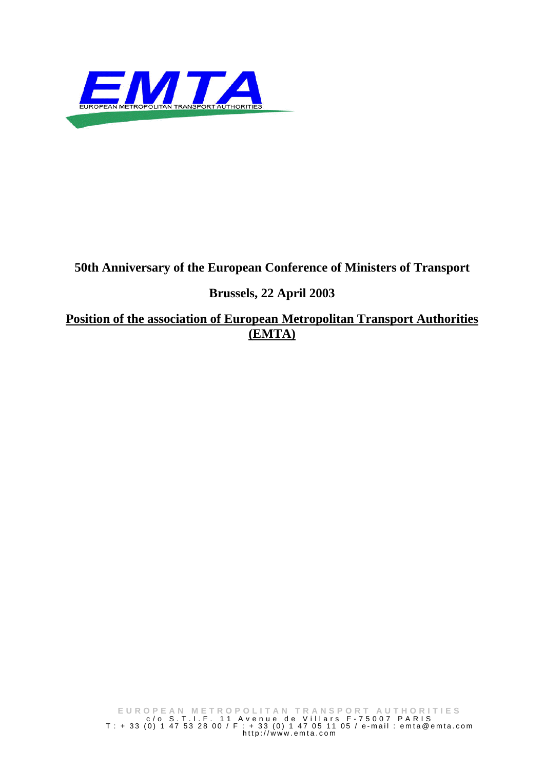EMTA

EUROPEAN METROPOLITAN TRANSPORT AUTHORITIES

**50th Anniversary of the European Conference of Ministers of Transport**

**Brussels, 22 April 2003**

**Position of the association of European Metropolitan Transport Authorities (EMTA)**

EUROPEAN METROPOLITAN TRANSPORT AUTHORITIES
c/o S.T.I.F. 11 Avenue de Villars F-75007 PARIS
T: + 33 (0) 1 47 53 28 00 / F: + 33 (0) 1 47 05 11 05 / e-mail : emta@emta.com
http://www.emta.com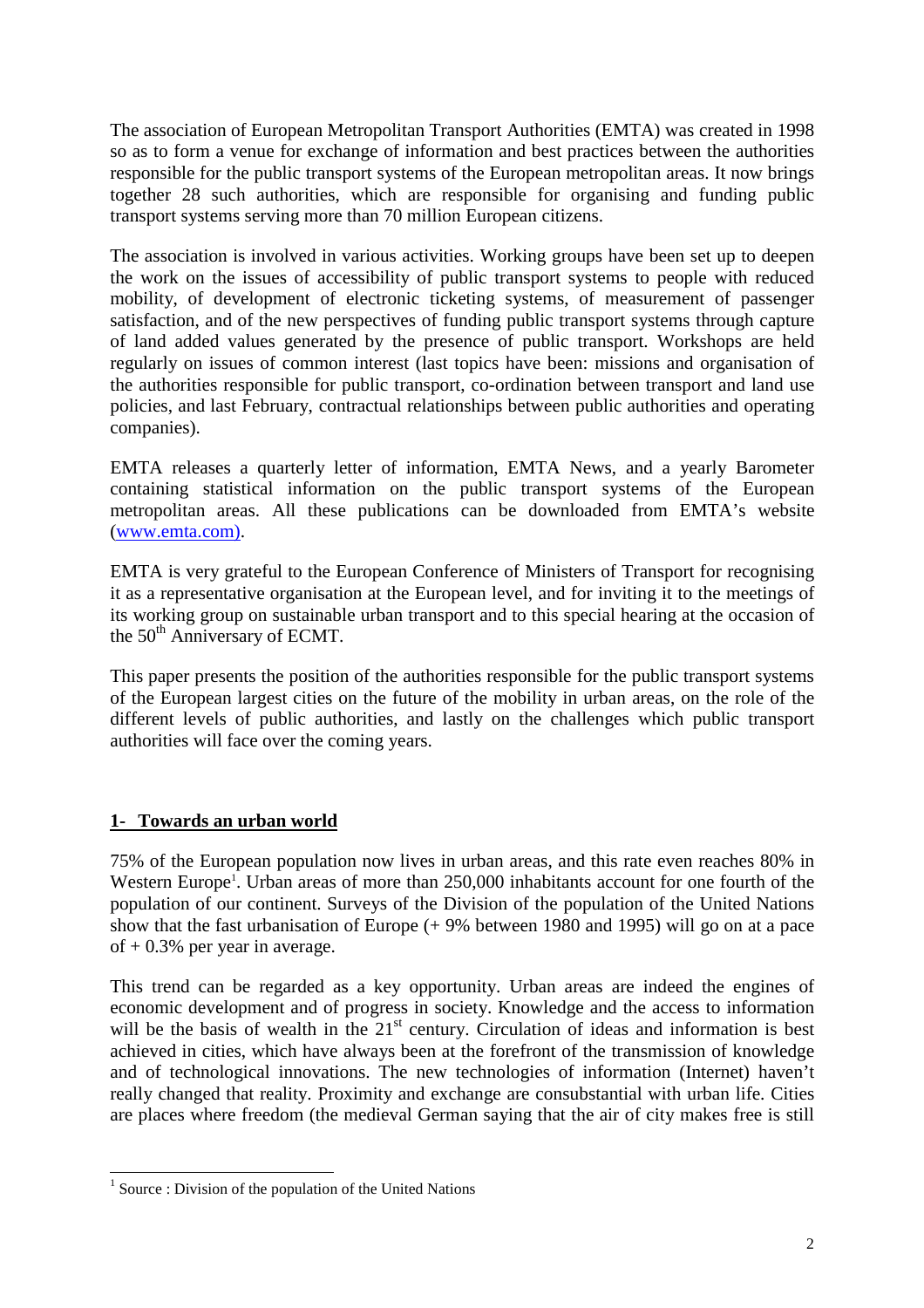The association of European Metropolitan Transport Authorities (EMTA) was created in 1998 so as to form a venue for exchange of information and best practices between the authorities responsible for the public transport systems of the European metropolitan areas. It now brings together 28 such authorities, which are responsible for organising and funding public transport systems serving more than 70 million European citizens.

The association is involved in various activities. Working groups have been set up to deepen the work on the issues of accessibility of public transport systems to people with reduced mobility, of development of electronic ticketing systems, of measurement of passenger satisfaction, and of the new perspectives of funding public transport systems through capture of land added values generated by the presence of public transport. Workshops are held regularly on issues of common interest (last topics have been: missions and organisation of the authorities responsible for public transport, co-ordination between transport and land use policies, and last February, contractual relationships between public authorities and operating companies).

EMTA releases a quarterly letter of information, EMTA News, and a yearly Barometer containing statistical information on the public transport systems of the European metropolitan areas. All these publications can be downloaded from EMTA's website (www.emta.com).

EMTA is very grateful to the European Conference of Ministers of Transport for recognising it as a representative organisation at the European level, and for inviting it to the meetings of its working group on sustainable urban transport and to this special hearing at the occasion of the 50th Anniversary of ECMT.

This paper presents the position of the authorities responsible for the public transport systems of the European largest cities on the future of the mobility in urban areas, on the role of the different levels of public authorities, and lastly on the challenges which public transport authorities will face over the coming years.

## 1- Towards an urban world

75% of the European population now lives in urban areas, and this rate even reaches 80% in Western Europe[1]. Urban areas of more than 250,000 inhabitants account for one fourth of the population of our continent. Surveys of the Division of the population of the United Nations show that the fast urbanisation of Europe (+ 9% between 1980 and 1995) will go on at a pace of + 0.3% per year in average.

This trend can be regarded as a key opportunity. Urban areas are indeed the engines of economic development and of progress in society. Knowledge and the access to information will be the basis of wealth in the 21st century. Circulation of ideas and information is best achieved in cities, which have always been at the forefront of the transmission of knowledge and of technological innovations. The new technologies of information (Internet) haven't really changed that reality. Proximity and exchange are consubstantial with urban life. Cities are places where freedom (the medieval German saying that the air of city makes free is still

[1] Source : Division of the population of the United Nations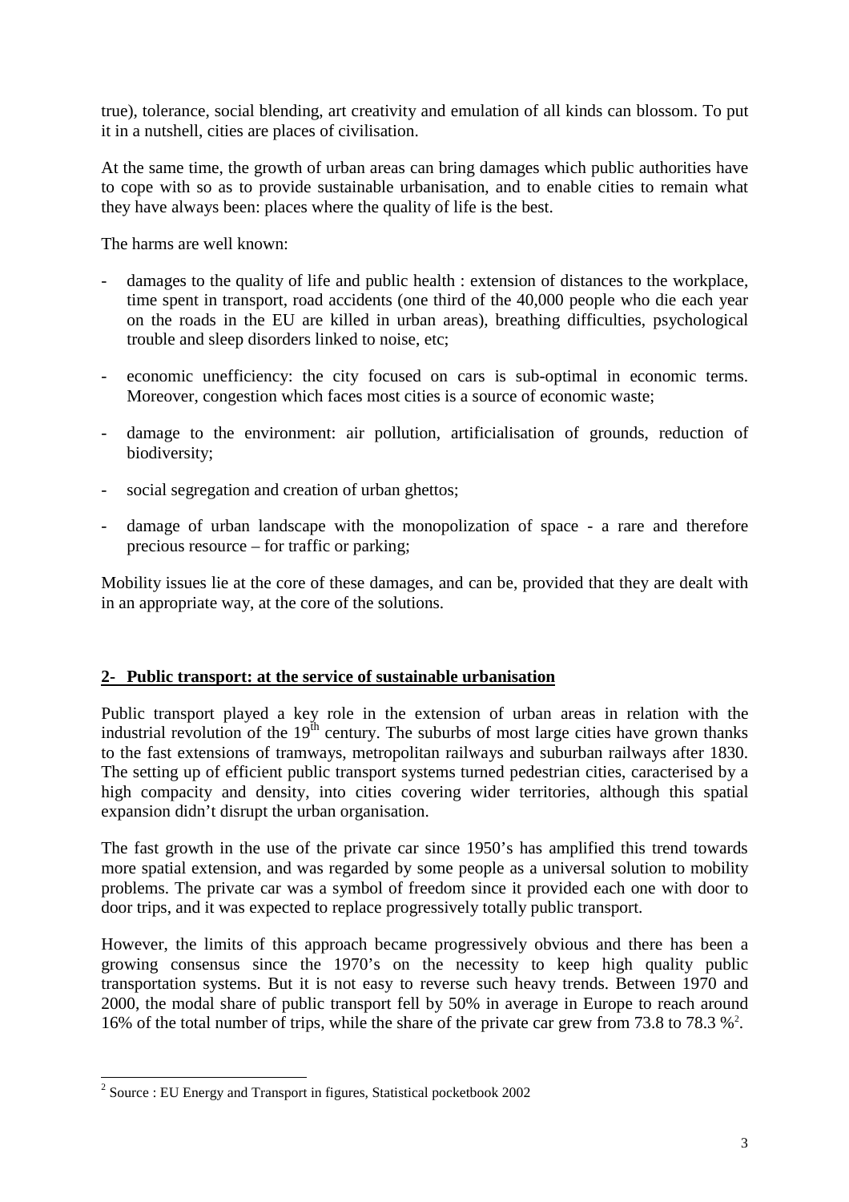true), tolerance, social blending, art creativity and emulation of all kinds can blossom. To put it in a nutshell, cities are places of civilisation.

At the same time, the growth of urban areas can bring damages which public authorities have to cope with so as to provide sustainable urbanisation, and to enable cities to remain what they have always been: places where the quality of life is the best.

The harms are well known:

- damages to the quality of life and public health : extension of distances to the workplace, time spent in transport, road accidents (one third of the 40,000 people who die each year on the roads in the EU are killed in urban areas), breathing difficulties, psychological trouble and sleep disorders linked to noise, etc;
- economic unefficiency: the city focused on cars is sub-optimal in economic terms. Moreover, congestion which faces most cities is a source of economic waste;
- damage to the environment: air pollution, artificialisation of grounds, reduction of biodiversity;
- social segregation and creation of urban ghettos;
- damage of urban landscape with the monopolization of space - a rare and therefore precious resource – for traffic or parking;

Mobility issues lie at the core of these damages, and can be, provided that they are dealt with in an appropriate way, at the core of the solutions.

## 2- Public transport: at the service of sustainable urbanisation

Public transport played a key role in the extension of urban areas in relation with the industrial revolution of the 19th century. The suburbs of most large cities have grown thanks to the fast extensions of tramways, metropolitan railways and suburban railways after 1830. The setting up of efficient public transport systems turned pedestrian cities, caracterised by a high compacity and density, into cities covering wider territories, although this spatial expansion didn't disrupt the urban organisation.

The fast growth in the use of the private car since 1950's has amplified this trend towards more spatial extension, and was regarded by some people as a universal solution to mobility problems. The private car was a symbol of freedom since it provided each one with door to door trips, and it was expected to replace progressively totally public transport.

However, the limits of this approach became progressively obvious and there has been a growing consensus since the 1970's on the necessity to keep high quality public transportation systems. But it is not easy to reverse such heavy trends. Between 1970 and 2000, the modal share of public transport fell by 50% in average in Europe to reach around 16% of the total number of trips, while the share of the private car grew from 73.8 to 78.3 %[2].

[2] Source : EU Energy and Transport in figures, Statistical pocketbook 2002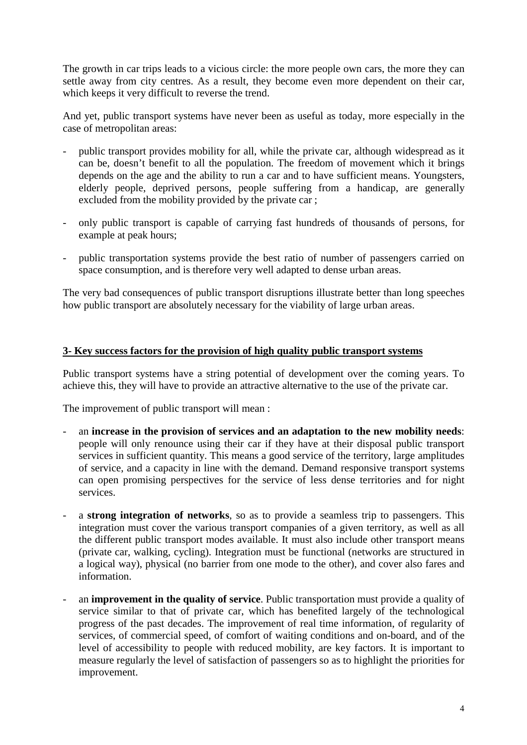The growth in car trips leads to a vicious circle: the more people own cars, the more they can settle away from city centres. As a result, they become even more dependent on their car, which keeps it very difficult to reverse the trend.

And yet, public transport systems have never been as useful as today, more especially in the case of metropolitan areas:

- public transport provides mobility for all, while the private car, although widespread as it can be, doesn't benefit to all the population. The freedom of movement which it brings depends on the age and the ability to run a car and to have sufficient means. Youngsters, elderly people, deprived persons, people suffering from a handicap, are generally excluded from the mobility provided by the private car ;
- only public transport is capable of carrying fast hundreds of thousands of persons, for example at peak hours;
- public transportation systems provide the best ratio of number of passengers carried on space consumption, and is therefore very well adapted to dense urban areas.

The very bad consequences of public transport disruptions illustrate better than long speeches how public transport are absolutely necessary for the viability of large urban areas.

## 3- Key success factors for the provision of high quality public transport systems

Public transport systems have a string potential of development over the coming years. To achieve this, they will have to provide an attractive alternative to the use of the private car.

The improvement of public transport will mean :

- an **increase in the provision of services and an adaptation to the new mobility needs**: people will only renounce using their car if they have at their disposal public transport services in sufficient quantity. This means a good service of the territory, large amplitudes of service, and a capacity in line with the demand. Demand responsive transport systems can open promising perspectives for the service of less dense territories and for night services.
- a **strong integration of networks**, so as to provide a seamless trip to passengers. This integration must cover the various transport companies of a given territory, as well as all the different public transport modes available. It must also include other transport means (private car, walking, cycling). Integration must be functional (networks are structured in a logical way), physical (no barrier from one mode to the other), and cover also fares and information.
- an **improvement in the quality of service**. Public transportation must provide a quality of service similar to that of private car, which has benefited largely of the technological progress of the past decades. The improvement of real time information, of regularity of services, of commercial speed, of comfort of waiting conditions and on-board, and of the level of accessibility to people with reduced mobility, are key factors. It is important to measure regularly the level of satisfaction of passengers so as to highlight the priorities for improvement.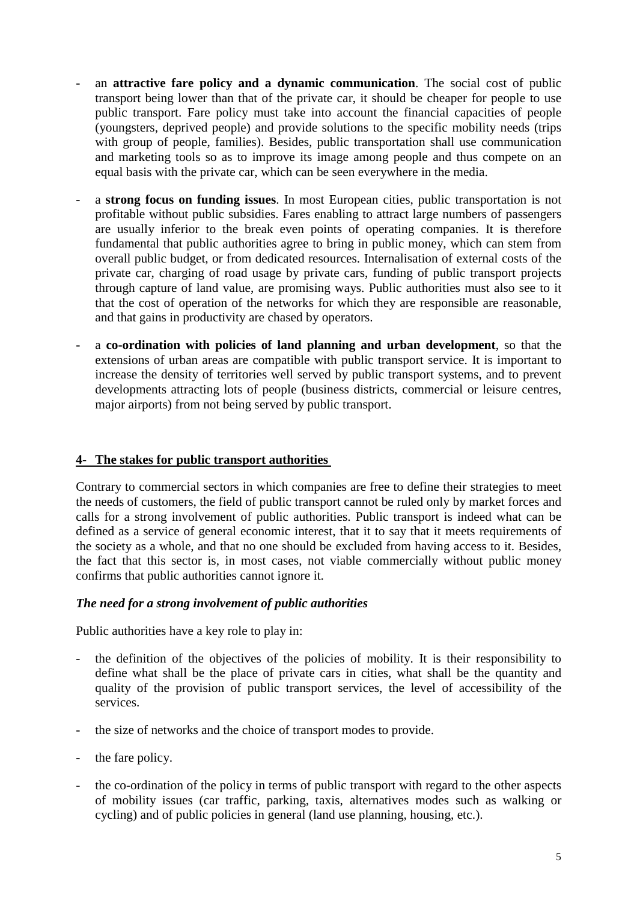- an **attractive fare policy and a dynamic communication**. The social cost of public transport being lower than that of the private car, it should be cheaper for people to use public transport. Fare policy must take into account the financial capacities of people (youngsters, deprived people) and provide solutions to the specific mobility needs (trips with group of people, families). Besides, public transportation shall use communication and marketing tools so as to improve its image among people and thus compete on an equal basis with the private car, which can be seen everywhere in the media.

- a **strong focus on funding issues**. In most European cities, public transportation is not profitable without public subsidies. Fares enabling to attract large numbers of passengers are usually inferior to the break even points of operating companies. It is therefore fundamental that public authorities agree to bring in public money, which can stem from overall public budget, or from dedicated resources. Internalisation of external costs of the private car, charging of road usage by private cars, funding of public transport projects through capture of land value, are promising ways. Public authorities must also see to it that the cost of operation of the networks for which they are responsible are reasonable, and that gains in productivity are chased by operators.

- a **co-ordination with policies of land planning and urban development**, so that the extensions of urban areas are compatible with public transport service. It is important to increase the density of territories well served by public transport systems, and to prevent developments attracting lots of people (business districts, commercial or leisure centres, major airports) from not being served by public transport.

## 4- The stakes for public transport authorities

Contrary to commercial sectors in which companies are free to define their strategies to meet the needs of customers, the field of public transport cannot be ruled only by market forces and calls for a strong involvement of public authorities. Public transport is indeed what can be defined as a service of general economic interest, that it to say that it meets requirements of the society as a whole, and that no one should be excluded from having access to it. Besides, the fact that this sector is, in most cases, not viable commercially without public money confirms that public authorities cannot ignore it.

### *The need for a strong involvement of public authorities*

Public authorities have a key role to play in:

- the definition of the objectives of the policies of mobility. It is their responsibility to define what shall be the place of private cars in cities, what shall be the quantity and quality of the provision of public transport services, the level of accessibility of the services.

- the size of networks and the choice of transport modes to provide.

- the fare policy.

- the co-ordination of the policy in terms of public transport with regard to the other aspects of mobility issues (car traffic, parking, taxis, alternatives modes such as walking or cycling) and of public policies in general (land use planning, housing, etc.).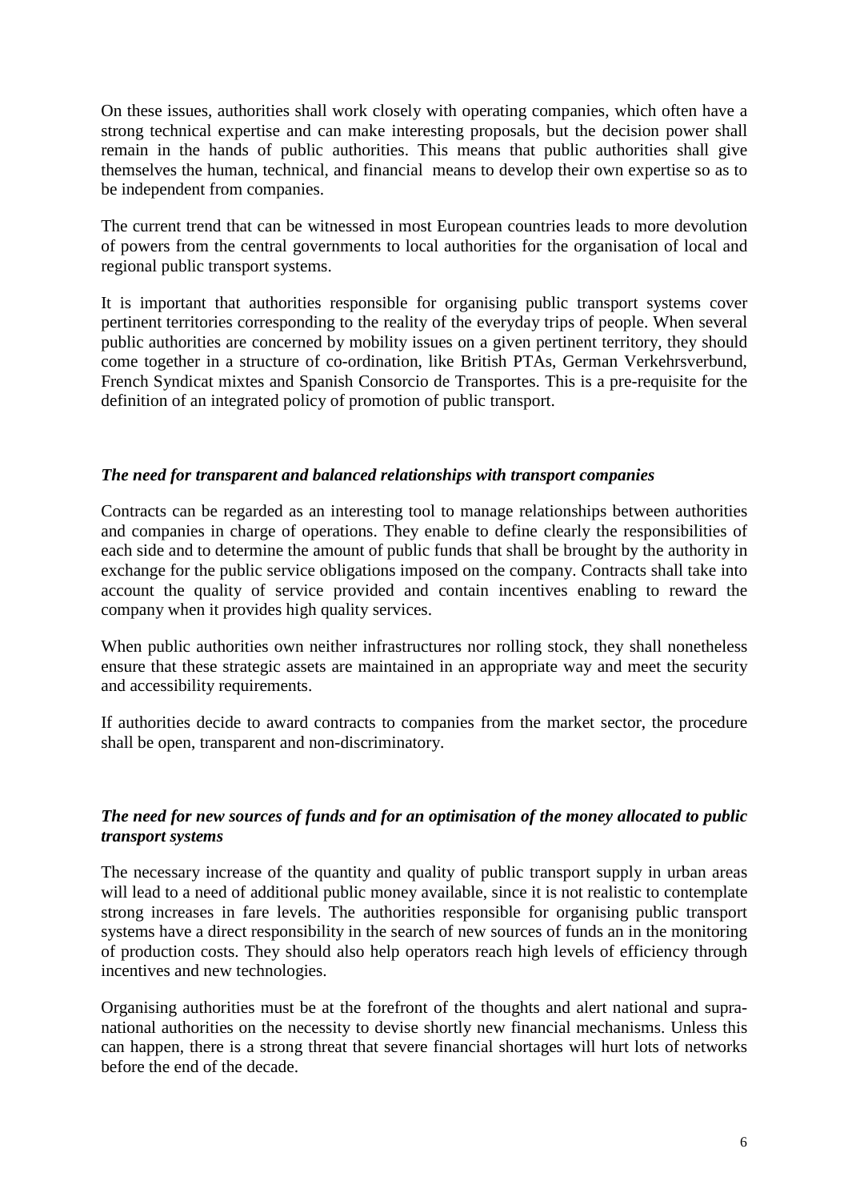On these issues, authorities shall work closely with operating companies, which often have a strong technical expertise and can make interesting proposals, but the decision power shall remain in the hands of public authorities. This means that public authorities shall give themselves the human, technical, and financial means to develop their own expertise so as to be independent from companies.

The current trend that can be witnessed in most European countries leads to more devolution of powers from the central governments to local authorities for the organisation of local and regional public transport systems.

It is important that authorities responsible for organising public transport systems cover pertinent territories corresponding to the reality of the everyday trips of people. When several public authorities are concerned by mobility issues on a given pertinent territory, they should come together in a structure of co-ordination, like British PTAs, German Verkehrsverbund, French Syndicat mixtes and Spanish Consorcio de Transportes. This is a pre-requisite for the definition of an integrated policy of promotion of public transport.

### *The need for transparent and balanced relationships with transport companies*

Contracts can be regarded as an interesting tool to manage relationships between authorities and companies in charge of operations. They enable to define clearly the responsibilities of each side and to determine the amount of public funds that shall be brought by the authority in exchange for the public service obligations imposed on the company. Contracts shall take into account the quality of service provided and contain incentives enabling to reward the company when it provides high quality services.

When public authorities own neither infrastructures nor rolling stock, they shall nonetheless ensure that these strategic assets are maintained in an appropriate way and meet the security and accessibility requirements.

If authorities decide to award contracts to companies from the market sector, the procedure shall be open, transparent and non-discriminatory.

### *The need for new sources of funds and for an optimisation of the money allocated to public transport systems*

The necessary increase of the quantity and quality of public transport supply in urban areas will lead to a need of additional public money available, since it is not realistic to contemplate strong increases in fare levels. The authorities responsible for organising public transport systems have a direct responsibility in the search of new sources of funds an in the monitoring of production costs. They should also help operators reach high levels of efficiency through incentives and new technologies.

Organising authorities must be at the forefront of the thoughts and alert national and supra-national authorities on the necessity to devise shortly new financial mechanisms. Unless this can happen, there is a strong threat that severe financial shortages will hurt lots of networks before the end of the decade.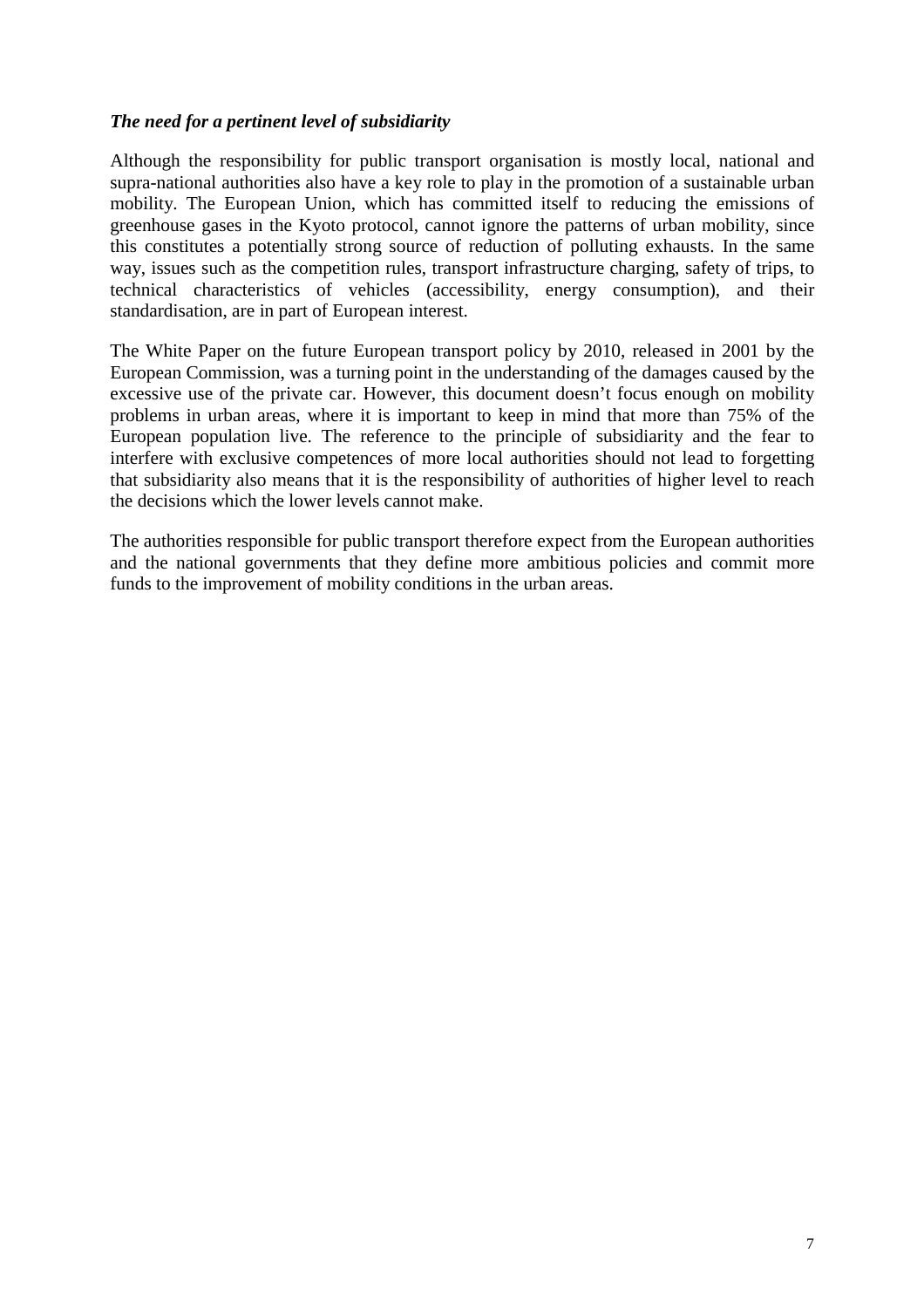***The need for a pertinent level of subsidiarity***

Although the responsibility for public transport organisation is mostly local, national and supra-national authorities also have a key role to play in the promotion of a sustainable urban mobility. The European Union, which has committed itself to reducing the emissions of greenhouse gases in the Kyoto protocol, cannot ignore the patterns of urban mobility, since this constitutes a potentially strong source of reduction of polluting exhausts. In the same way, issues such as the competition rules, transport infrastructure charging, safety of trips, to technical characteristics of vehicles (accessibility, energy consumption), and their standardisation, are in part of European interest.

The White Paper on the future European transport policy by 2010, released in 2001 by the European Commission, was a turning point in the understanding of the damages caused by the excessive use of the private car. However, this document doesn't focus enough on mobility problems in urban areas, where it is important to keep in mind that more than 75% of the European population live. The reference to the principle of subsidiarity and the fear to interfere with exclusive competences of more local authorities should not lead to forgetting that subsidiarity also means that it is the responsibility of authorities of higher level to reach the decisions which the lower levels cannot make.

The authorities responsible for public transport therefore expect from the European authorities and the national governments that they define more ambitious policies and commit more funds to the improvement of mobility conditions in the urban areas.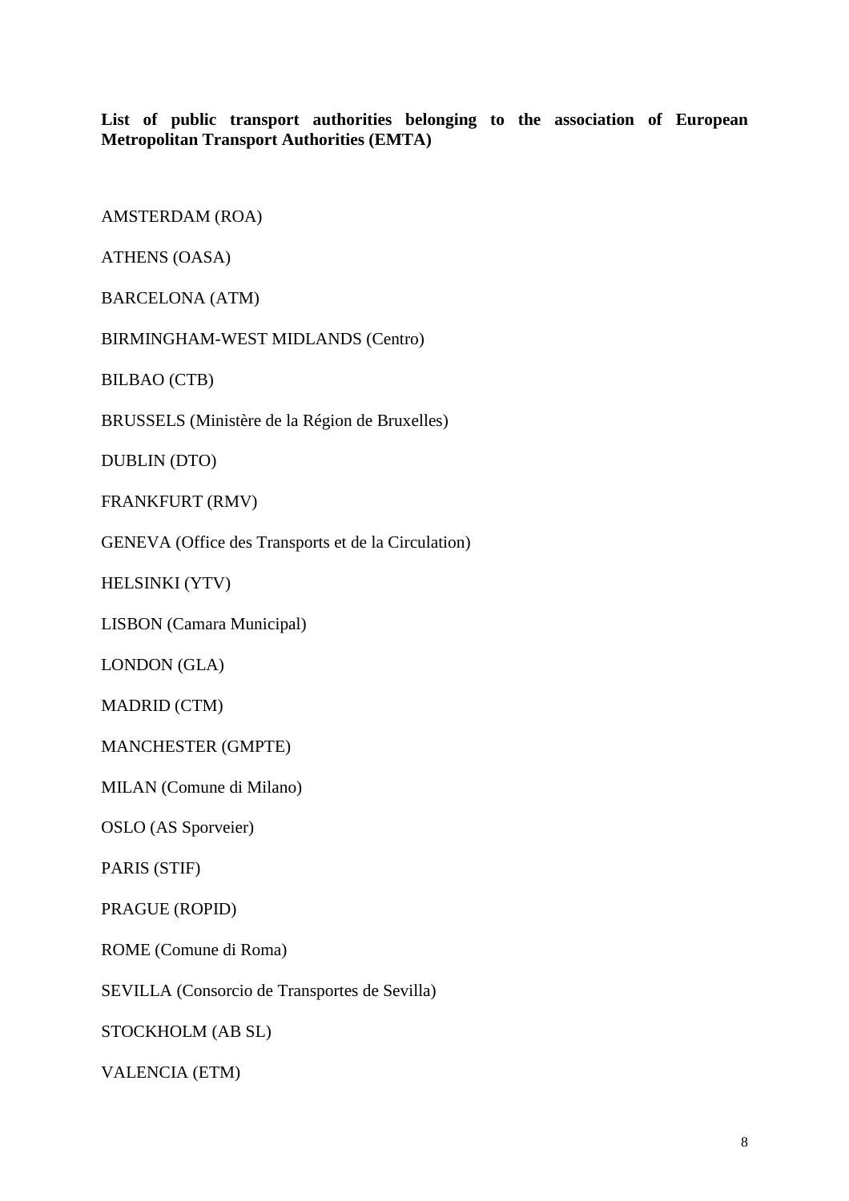**List of public transport authorities belonging to the association of European Metropolitan Transport Authorities (EMTA)**

AMSTERDAM (ROA)

ATHENS (OASA)

BARCELONA (ATM)

BIRMINGHAM-WEST MIDLANDS (Centro)

BILBAO (CTB)

BRUSSELS (Ministère de la Région de Bruxelles)

DUBLIN (DTO)

FRANKFURT (RMV)

GENEVA (Office des Transports et de la Circulation)

HELSINKI (YTV)

LISBON (Camara Municipal)

LONDON (GLA)

MADRID (CTM)

MANCHESTER (GMPTE)

MILAN (Comune di Milano)

OSLO (AS Sporveier)

PARIS (STIF)

PRAGUE (ROPID)

ROME (Comune di Roma)

SEVILLA (Consorcio de Transportes de Sevilla)

STOCKHOLM (AB SL)

VALENCIA (ETM)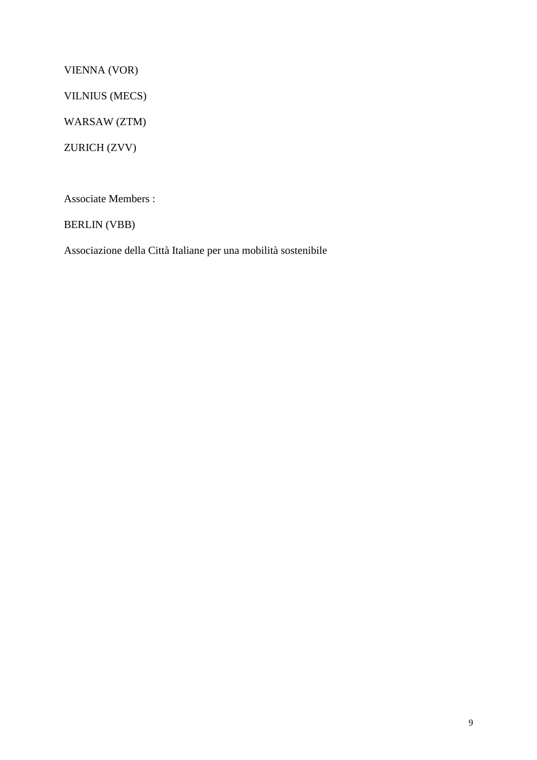VIENNA (VOR)

VILNIUS (MECS)

WARSAW (ZTM)

ZURICH (ZVV)

Associate Members :

BERLIN (VBB)

Associazione della Città Italiane per una mobilità sostenibile